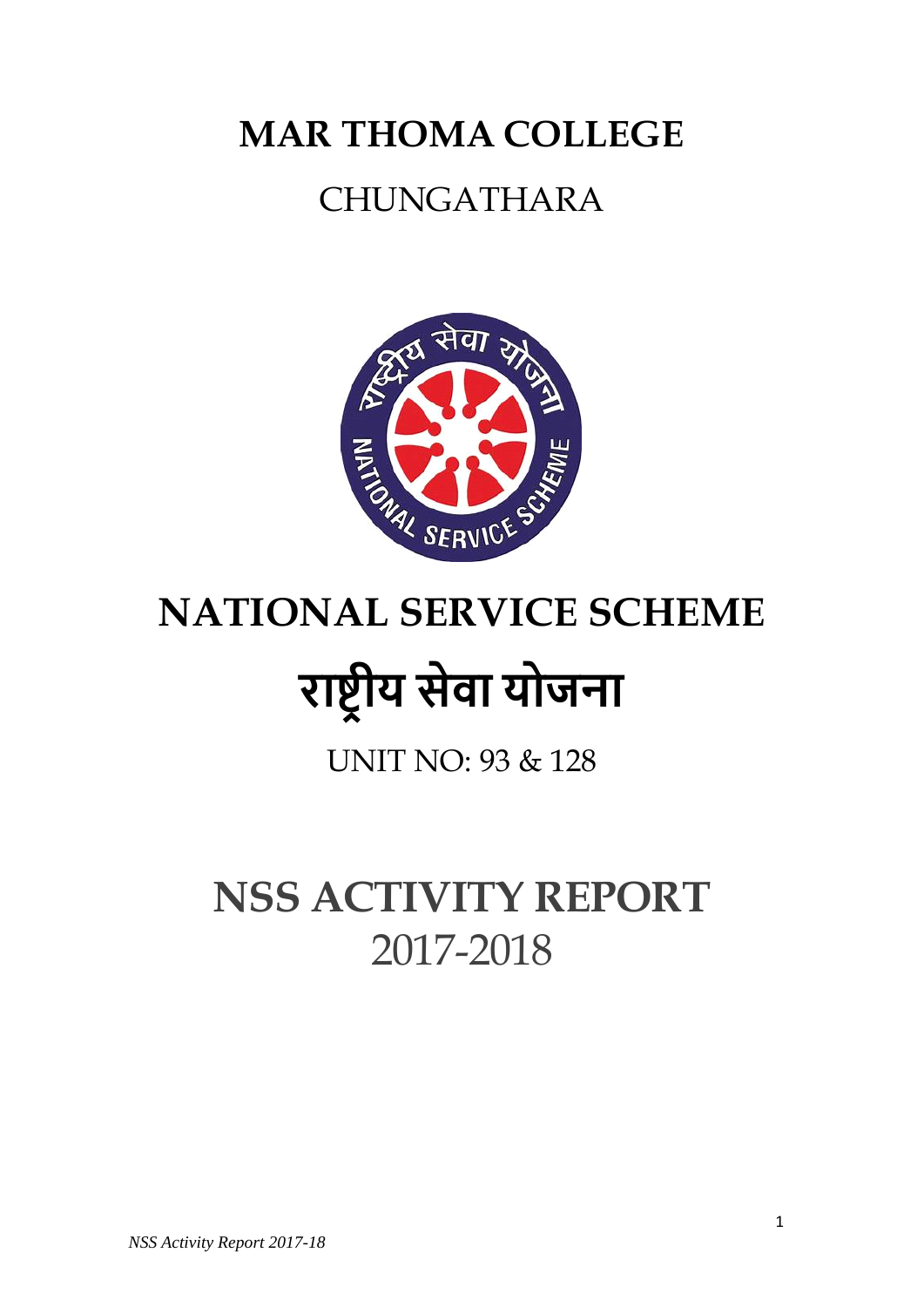# MAR THOMA COLLEGE

## CHUNGATHARA

# NATIONAL SERVICE SCHEME

# राष्ट्रीय सेवा योजना

UNIT NO: 93 & 128

# NSS ACTIVITY REPORT

## 2017-2018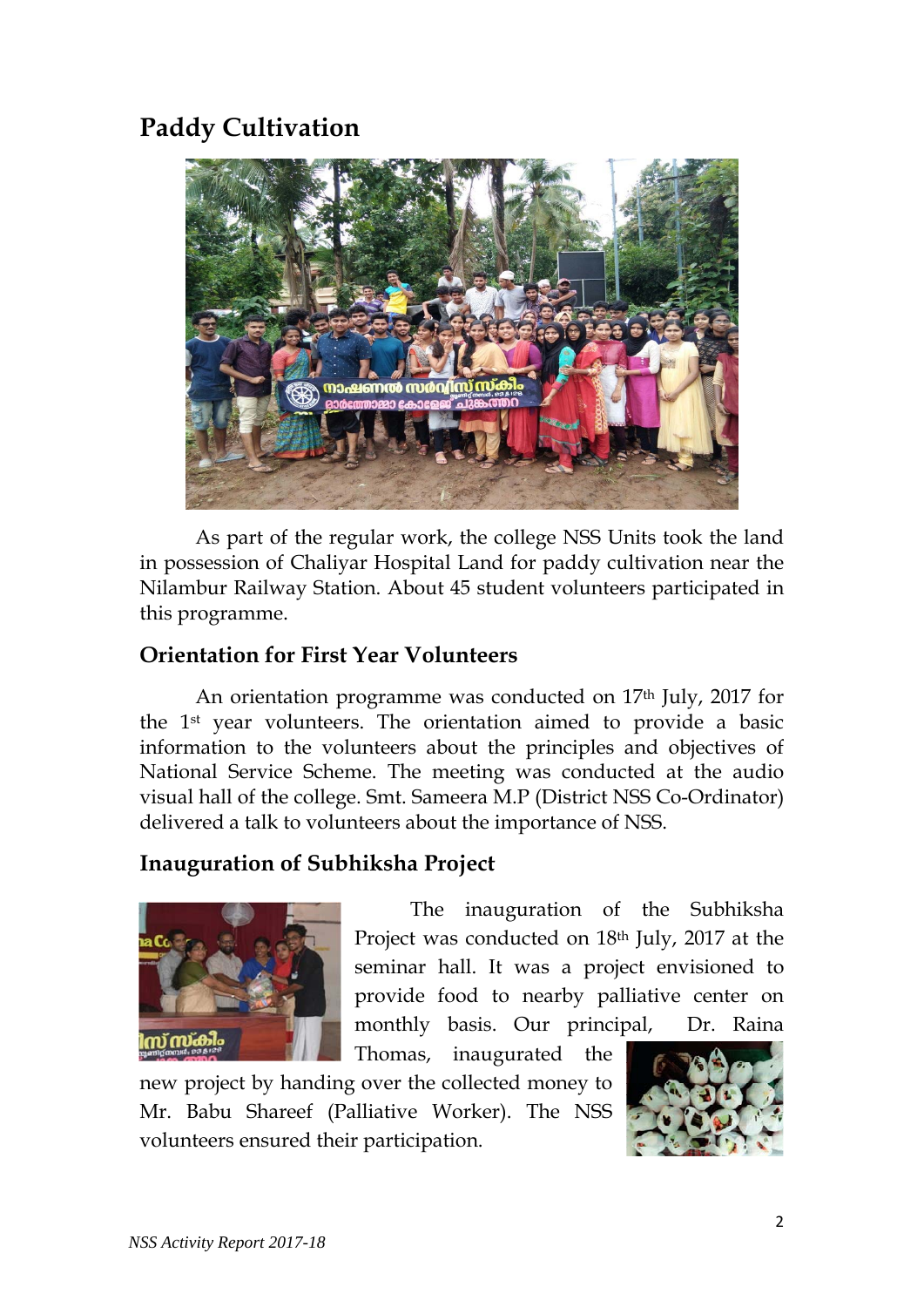## Paddy Cultivation

As part of the regular work, the college NSS Units took the land in possession of Chaliyar Hospital Land for paddy cultivation near the Nilambur Railway Station. About 45 student volunteers participated in this programme.

### Orientation for First Year Volunteers

An orientation programme was conducted on 17th July, 2017 for the 1st year volunteers. The orientation aimed to provide a basic information to the volunteers about the principles and objectives of National Service Scheme. The meeting was conducted at the audio visual hall of the college. Smt. Sameera M.P (District NSS Co-Ordinator) delivered a talk to volunteers about the importance of NSS.

### Inauguration of Subhiksha Project

The inauguration of the Subhiksha Project was conducted on 18th July, 2017 at the seminar hall. It was a project envisioned to provide food to nearby palliative center on monthly basis. Our principal, Dr. Raina Thomas, inaugurated the new project by handing over the collected money to Mr. Babu Shareef (Palliative Worker). The NSS volunteers ensured their participation.

*NSS Activity Report 2017-18*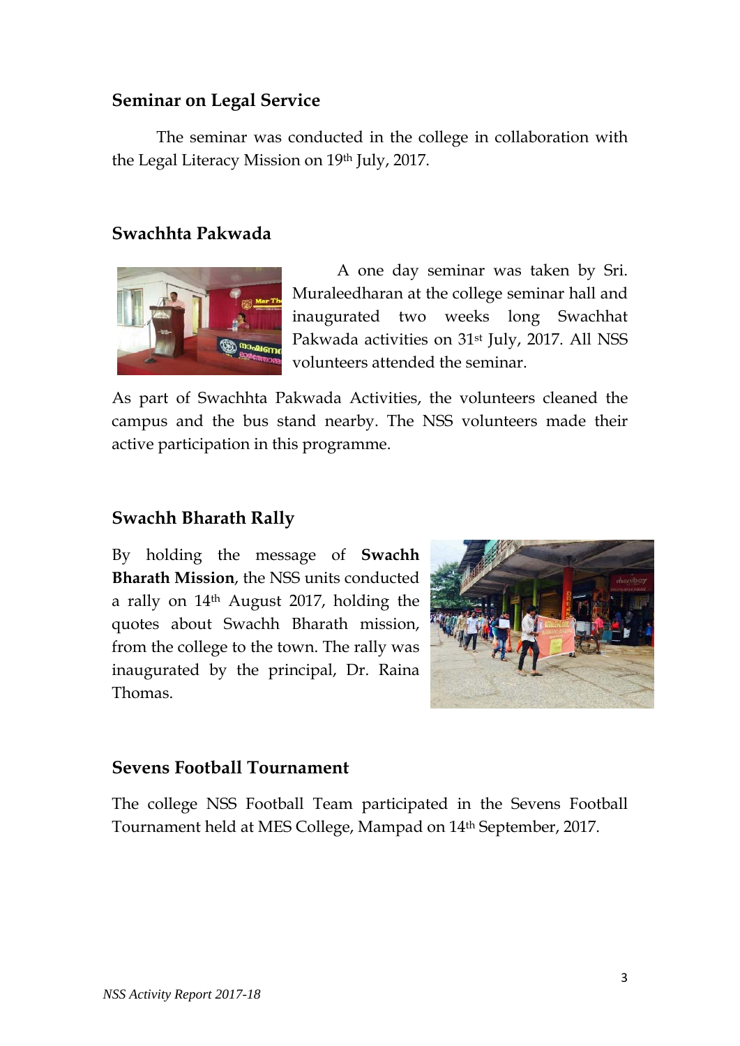## Seminar on Legal Service

The seminar was conducted in the college in collaboration with the Legal Literacy Mission on 19th July, 2017.

## Swachhta Pakwada

A one day seminar was taken by Sri. Muraleedharan at the college seminar hall and inaugurated two weeks long Swachhat Pakwada activities on 31st July, 2017. All NSS volunteers attended the seminar.

As part of Swachhta Pakwada Activities, the volunteers cleaned the campus and the bus stand nearby. The NSS volunteers made their active participation in this programme.

## Swachh Bharath Rally

By holding the message of **Swachh Bharath Mission**, the NSS units conducted a rally on 14th August 2017, holding the quotes about Swachh Bharath mission, from the college to the town. The rally was inaugurated by the principal, Dr. Raina Thomas.

## Sevens Football Tournament

The college NSS Football Team participated in the Sevens Football Tournament held at MES College, Mampad on 14th September, 2017.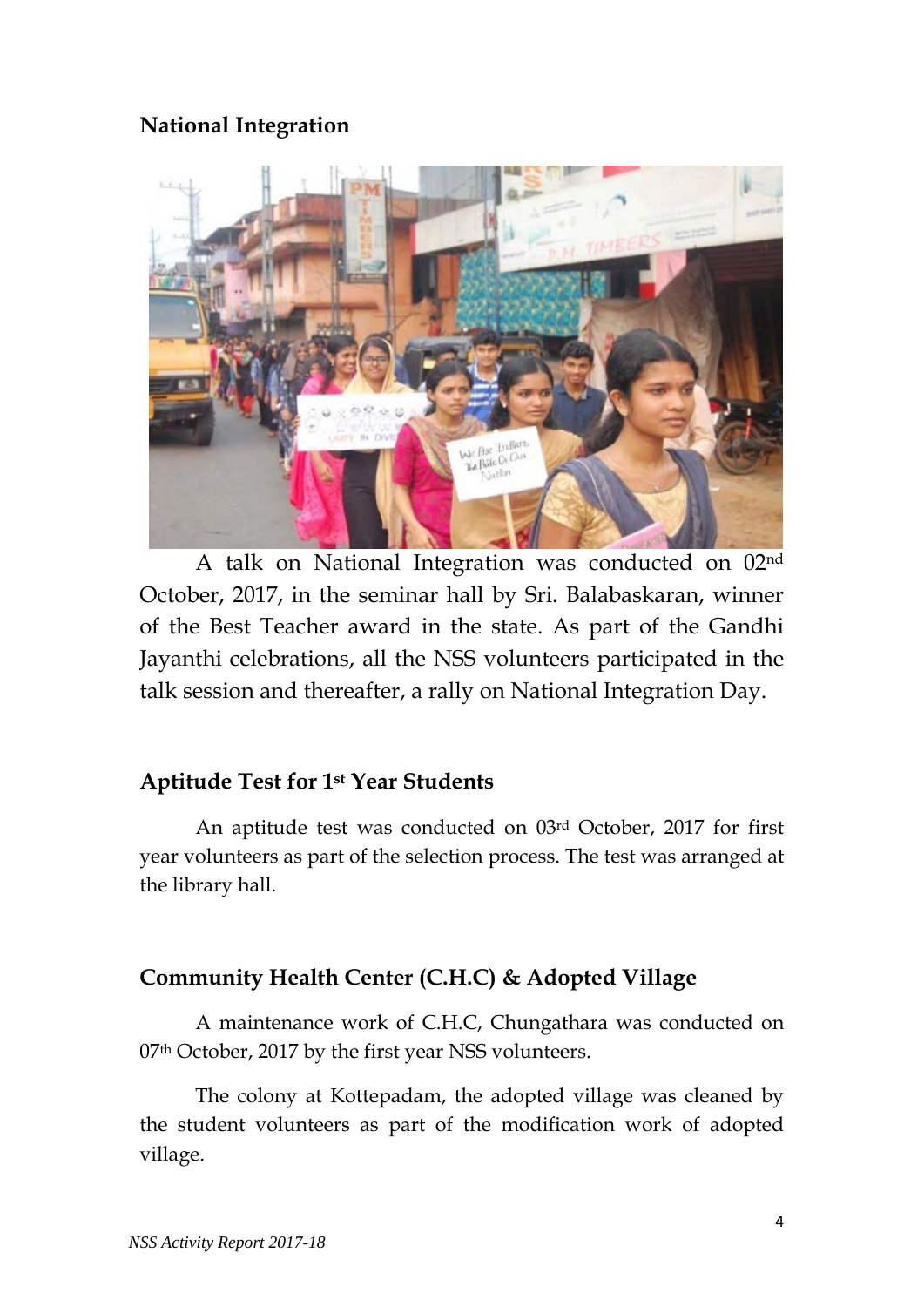## National Integration

A talk on National Integration was conducted on 02nd October, 2017, in the seminar hall by Sri. Balabaskaran, winner of the Best Teacher award in the state. As part of the Gandhi Jayanthi celebrations, all the NSS volunteers participated in the talk session and thereafter, a rally on National Integration Day.

## Aptitude Test for 1st Year Students

An aptitude test was conducted on 03rd October, 2017 for first year volunteers as part of the selection process. The test was arranged at the library hall.

## Community Health Center (C.H.C) & Adopted Village

A maintenance work of C.H.C, Chungathara was conducted on 07th October, 2017 by the first year NSS volunteers.

The colony at Kottepadam, the adopted village was cleaned by the student volunteers as part of the modification work of adopted village.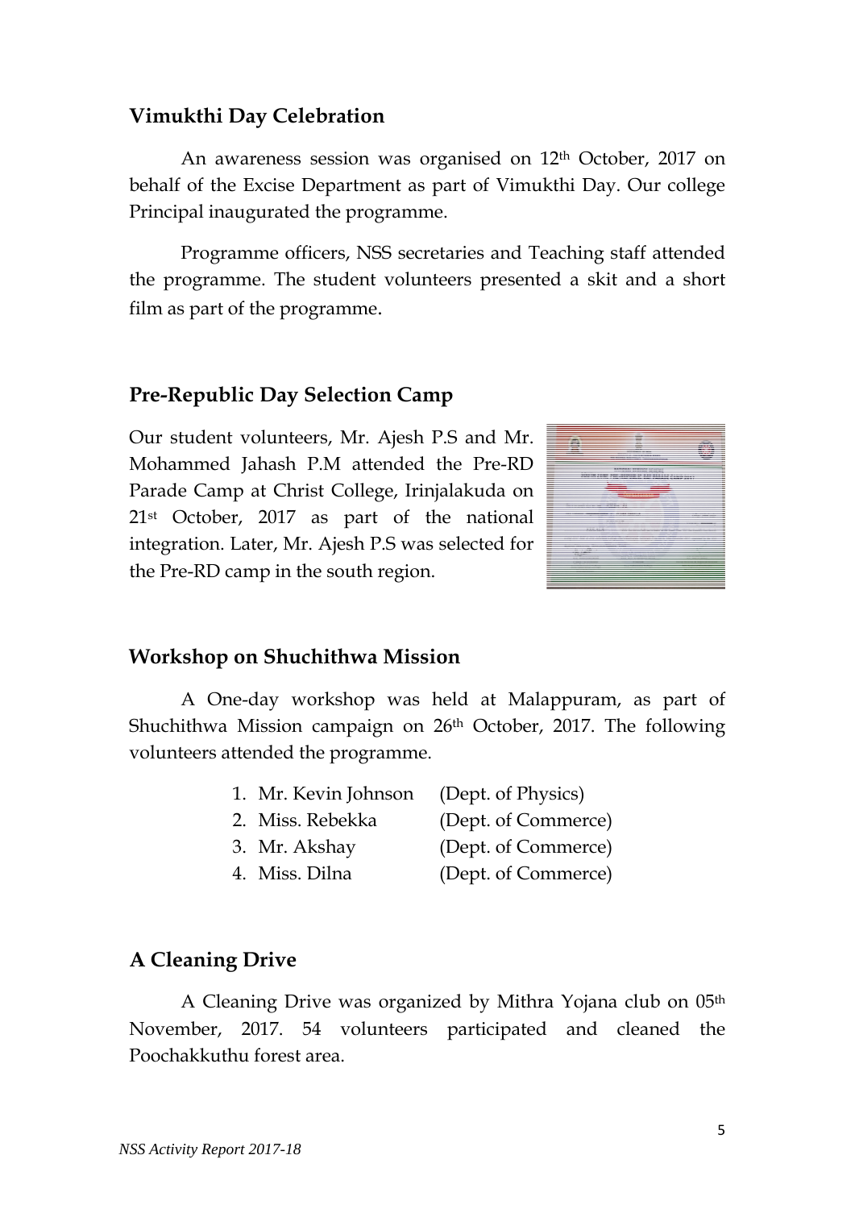## Vimukthi Day Celebration

An awareness session was organised on 12th October, 2017 on behalf of the Excise Department as part of Vimukthi Day. Our college Principal inaugurated the programme.

Programme officers, NSS secretaries and Teaching staff attended the programme. The student volunteers presented a skit and a short film as part of the programme.

## Pre-Republic Day Selection Camp

Our student volunteers, Mr. Ajesh P.S and Mr. Mohammed Jahash P.M attended the Pre-RD Parade Camp at Christ College, Irinjalakuda on 21st October, 2017 as part of the national integration. Later, Mr. Ajesh P.S was selected for the Pre-RD camp in the south region.

## Workshop on Shuchithwa Mission

A One-day workshop was held at Malappuram, as part of Shuchithwa Mission campaign on 26th October, 2017. The following volunteers attended the programme.

1. Mr. Kevin Johnson (Dept. of Physics)
2. Miss. Rebekka (Dept. of Commerce)
3. Mr. Akshay (Dept. of Commerce)
4. Miss. Dilna (Dept. of Commerce)

## A Cleaning Drive

A Cleaning Drive was organized by Mithra Yojana club on 05th November, 2017. 54 volunteers participated and cleaned the Poochakkuthu forest area.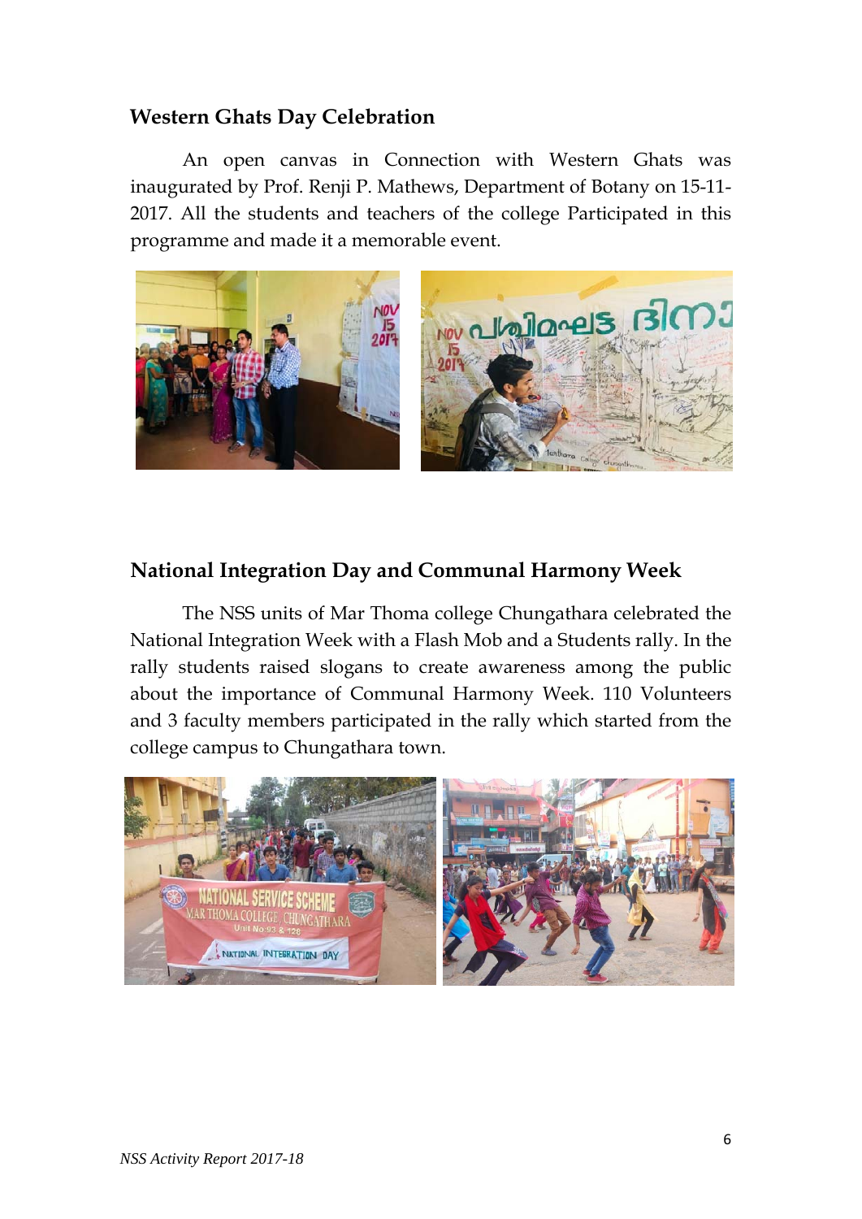## Western Ghats Day Celebration

An open canvas in Connection with Western Ghats was inaugurated by Prof. Renji P. Mathews, Department of Botany on 15-11-2017. All the students and teachers of the college Participated in this programme and made it a memorable event.

## National Integration Day and Communal Harmony Week

The NSS units of Mar Thoma college Chungathara celebrated the National Integration Week with a Flash Mob and a Students rally. In the rally students raised slogans to create awareness among the public about the importance of Communal Harmony Week. 110 Volunteers and 3 faculty members participated in the rally which started from the college campus to Chungathara town.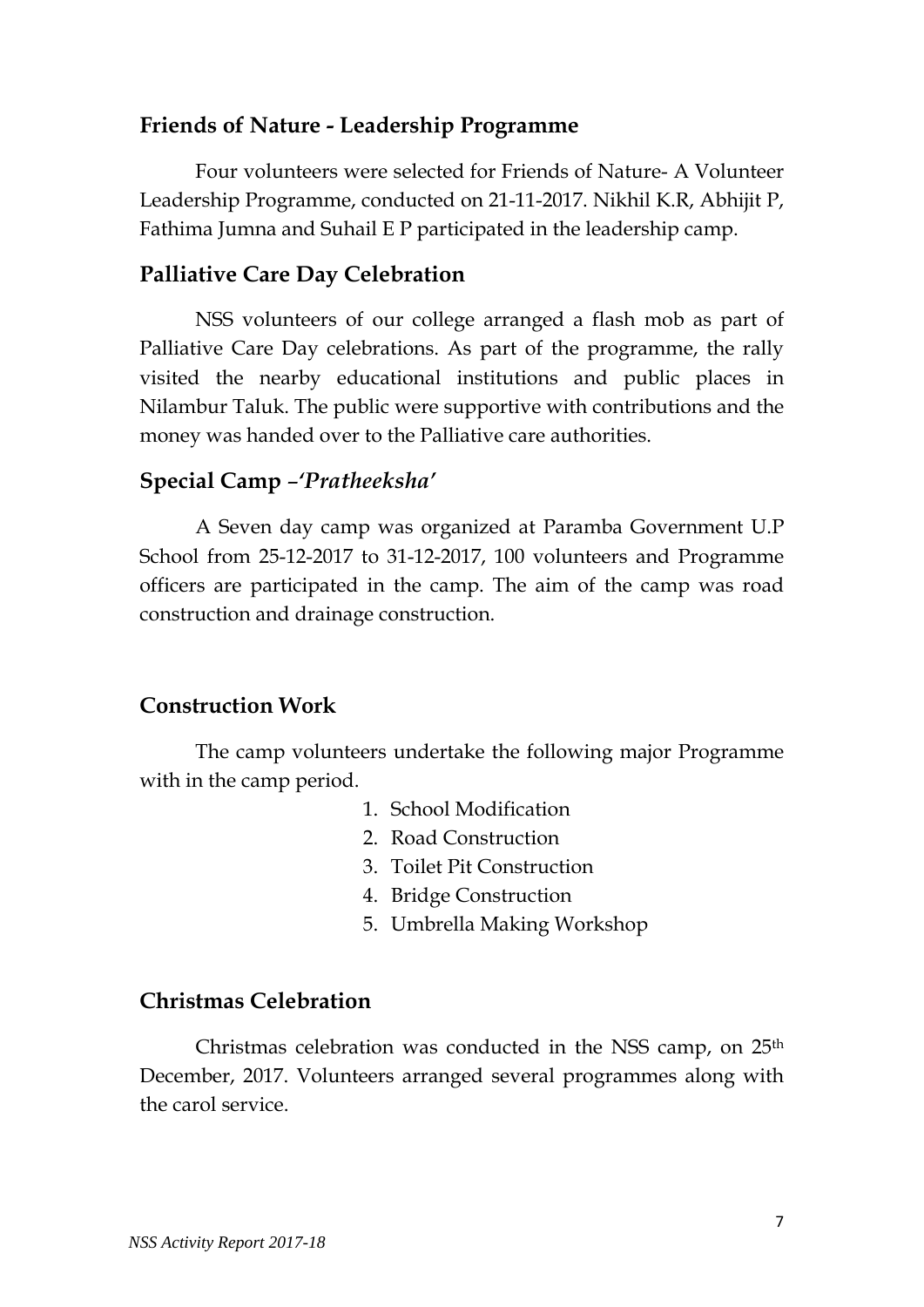## Friends of Nature - Leadership Programme

Four volunteers were selected for Friends of Nature- A Volunteer Leadership Programme, conducted on 21-11-2017. Nikhil K.R, Abhijit P, Fathima Jumna and Suhail E P participated in the leadership camp.

## Palliative Care Day Celebration

NSS volunteers of our college arranged a flash mob as part of Palliative Care Day celebrations. As part of the programme, the rally visited the nearby educational institutions and public places in Nilambur Taluk. The public were supportive with contributions and the money was handed over to the Palliative care authorities.

## Special Camp –*'Pratheeksha'*

A Seven day camp was organized at Paramba Government U.P School from 25-12-2017 to 31-12-2017, 100 volunteers and Programme officers are participated in the camp. The aim of the camp was road construction and drainage construction.

## Construction Work

The camp volunteers undertake the following major Programme with in the camp period.

1. School Modification
2. Road Construction
3. Toilet Pit Construction
4. Bridge Construction
5. Umbrella Making Workshop

## Christmas Celebration

Christmas celebration was conducted in the NSS camp, on 25th December, 2017. Volunteers arranged several programmes along with the carol service.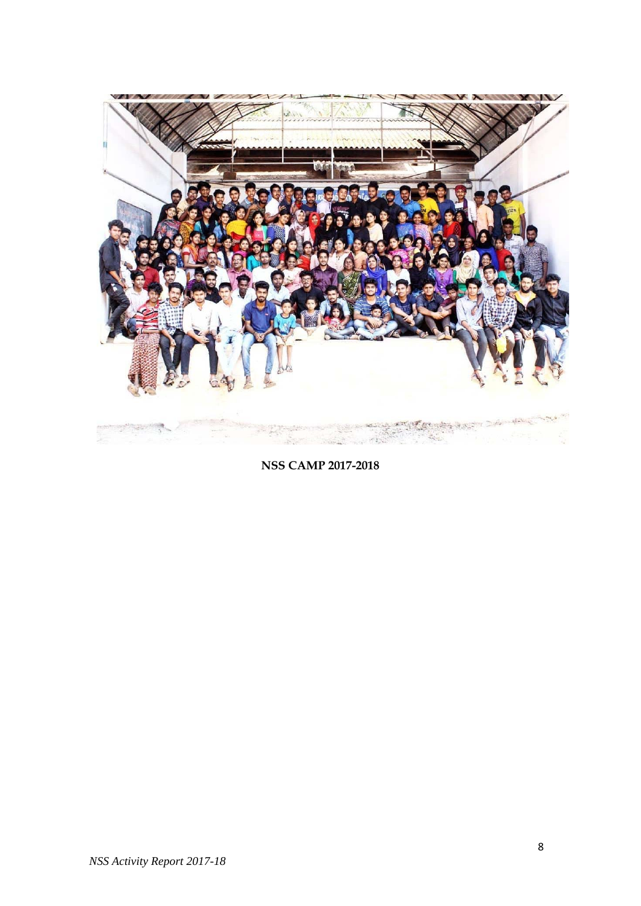**NSS CAMP 2017-2018**